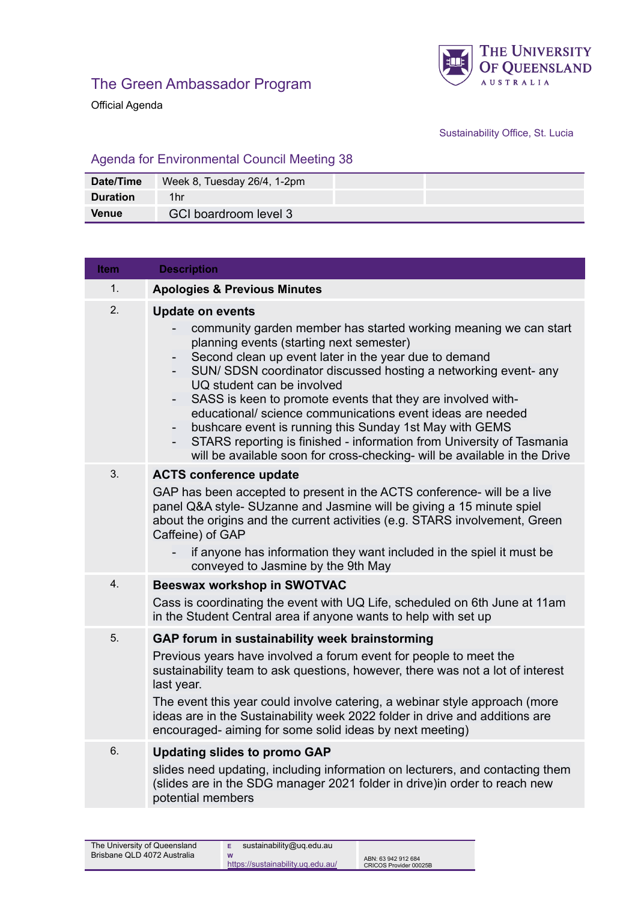## The Green Ambassador Program

Official Agenda

Sustainability Office, St. Lucia

### Agenda for Environmental Council Meeting 38

| | | | |
|---|---|---|---|
| **Date/Time** | Week 8, Tuesday 26/4, 1-2pm | | |
| **Duration** | 1hr | | |
| **Venue** | GCI boardroom level 3 | | |

| Item | Description |
|---|---|
| 1. | **Apologies & Previous Minutes** |
| 2. | **Update on events**<br>- community garden member has started working meaning we can start planning events (starting next semester)<br>- Second clean up event later in the year due to demand<br>- SUN/ SDSN coordinator discussed hosting a networking event- any UQ student can be involved<br>- SASS is keen to promote events that they are involved with- educational/ science communications event ideas are needed<br>- bushcare event is running this Sunday 1st May with GEMS<br>- STARS reporting is finished - information from University of Tasmania will be available soon for cross-checking- will be available in the Drive |
| 3. | **ACTS conference update**<br>GAP has been accepted to present in the ACTS conference- will be a live panel Q&A style- SUzanne and Jasmine will be giving a 15 minute spiel about the origins and the current activities (e.g. STARS involvement, Green Caffeine) of GAP<br>- if anyone has information they want included in the spiel it must be conveyed to Jasmine by the 9th May |
| 4. | **Beeswax workshop in SWOTVAC**<br>Cass is coordinating the event with UQ Life, scheduled on 6th June at 11am in the Student Central area if anyone wants to help with set up |
| 5. | **GAP forum in sustainability week brainstorming**<br>Previous years have involved a forum event for people to meet the sustainability team to ask questions, however, there was not a lot of interest last year.<br>The event this year could involve catering, a webinar style approach (more ideas are in the Sustainability week 2022 folder in drive and additions are encouraged- aiming for some solid ideas by next meeting) |
| 6. | **Updating slides to promo GAP**<br>slides need updating, including information on lecturers, and contacting them (slides are in the SDG manager 2021 folder in drive)in order to reach new potential members |

The University of Queensland
Brisbane QLD 4072 Australia

E sustainability@uq.edu.au
W https://sustainability.uq.edu.au/

ABN: 63 942 912 684
CRICOS Provider 00025B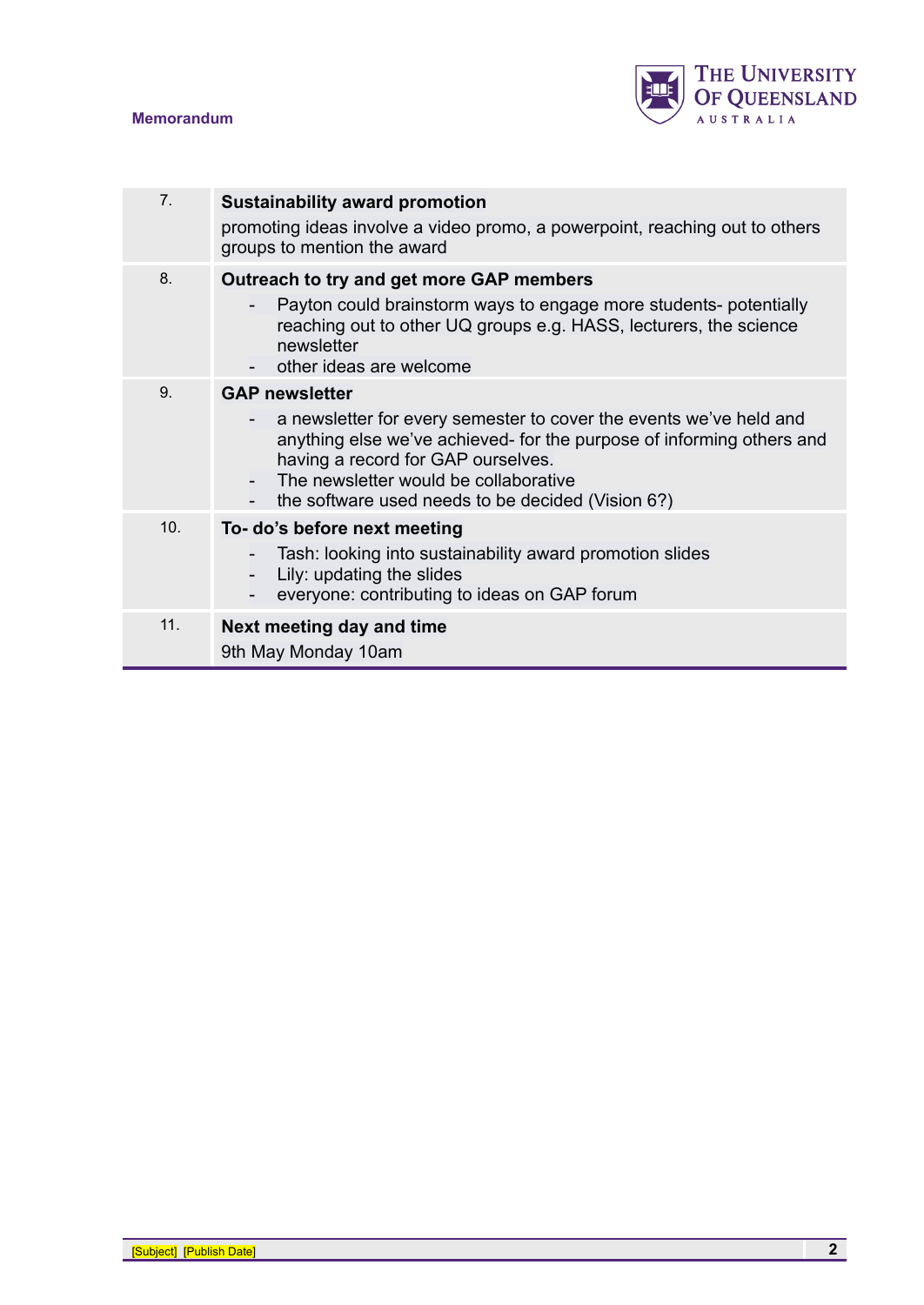| | |
|---|---|
| 7. | **Sustainability award promotion**<br>promoting ideas involve a video promo, a powerpoint, reaching out to others groups to mention the award |
| 8. | **Outreach to try and get more GAP members**<br>- Payton could brainstorm ways to engage more students- potentially reaching out to other UQ groups e.g. HASS, lecturers, the science newsletter<br>- other ideas are welcome |
| 9. | **GAP newsletter**<br>- a newsletter for every semester to cover the events we've held and anything else we've achieved- for the purpose of informing others and having a record for GAP ourselves.<br>- The newsletter would be collaborative<br>- the software used needs to be decided (Vision 6?) |
| 10. | **To- do's before next meeting**<br>- Tash: looking into sustainability award promotion slides<br>- Lily: updating the slides<br>- everyone: contributing to ideas on GAP forum |
| 11. | **Next meeting day and time**<br>9th May Monday 10am |